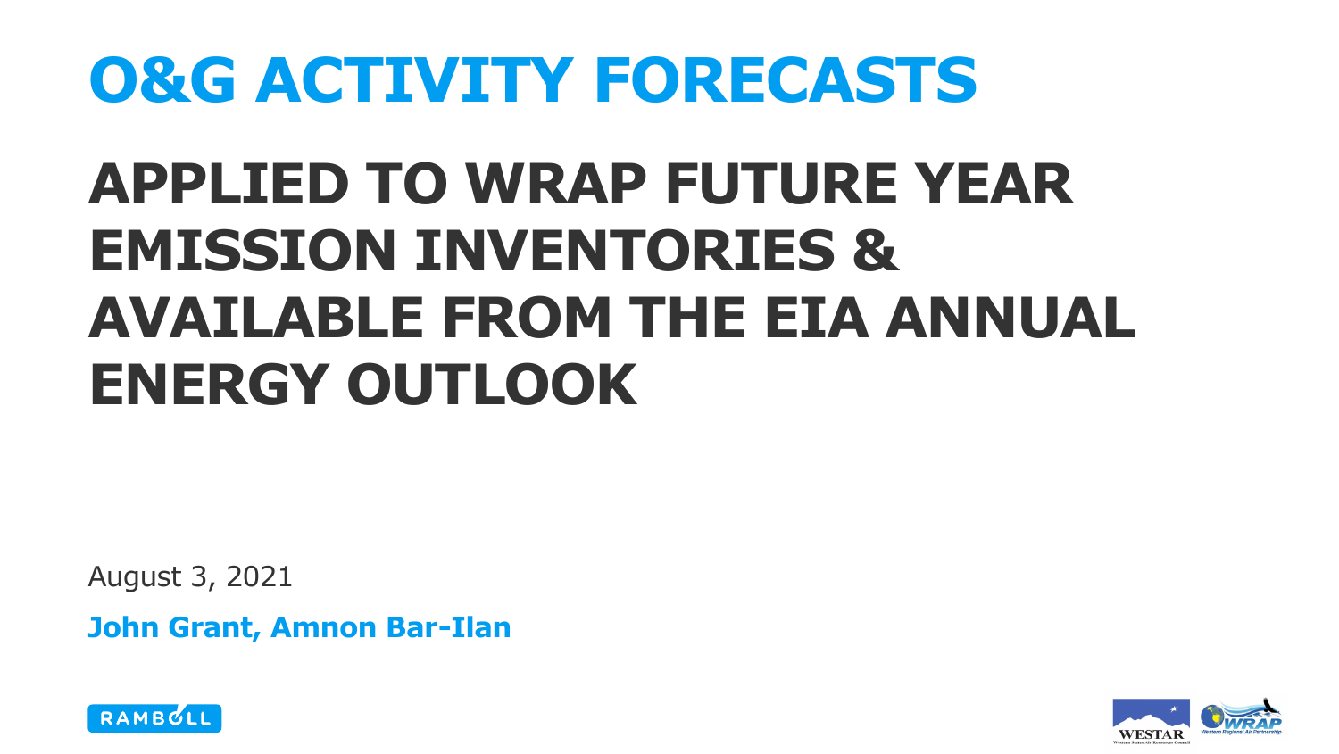# O&G ACTIVITY FORECASTS

## APPLIED TO WRAP FUTURE YEAR EMISSION INVENTORIES & AVAILABLE FROM THE EIA ANNUAL ENERGY OUTLOOK

August 3, 2021

**John Grant, Amnon Bar-Ilan**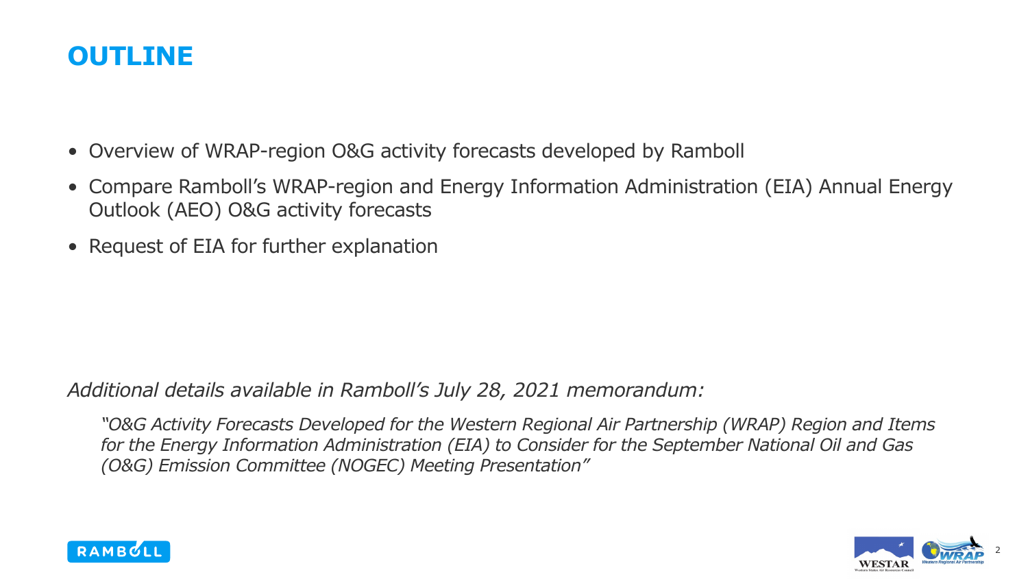# OUTLINE

- Overview of WRAP-region O&G activity forecasts developed by Ramboll
- Compare Ramboll's WRAP-region and Energy Information Administration (EIA) Annual Energy Outlook (AEO) O&G activity forecasts
- Request of EIA for further explanation

*Additional details available in Ramboll's July 28, 2021 memorandum:*

> *"O&G Activity Forecasts Developed for the Western Regional Air Partnership (WRAP) Region and Items for the Energy Information Administration (EIA) to Consider for the September National Oil and Gas (O&G) Emission Committee (NOGEC) Meeting Presentation"*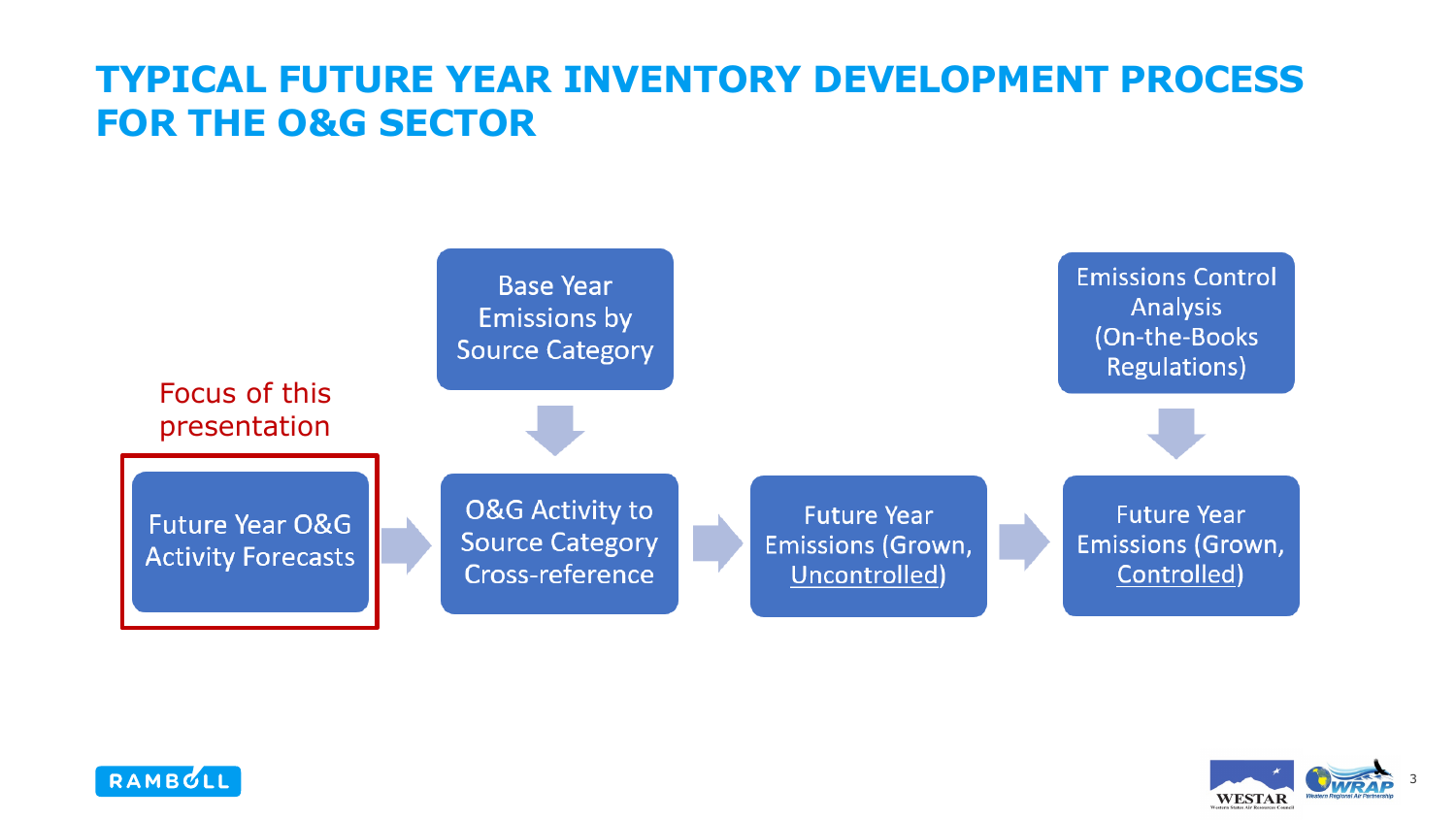# TYPICAL FUTURE YEAR INVENTORY DEVELOPMENT PROCESS FOR THE O&G SECTOR

Focus of this presentation

- Future Year O&G Activity Forecasts
- Base Year Emissions by Source Category
- O&G Activity to Source Category Cross-reference
- Future Year Emissions (Grown, Uncontrolled)
- Emissions Control Analysis (On-the-Books Regulations)
- Future Year Emissions (Grown, Controlled)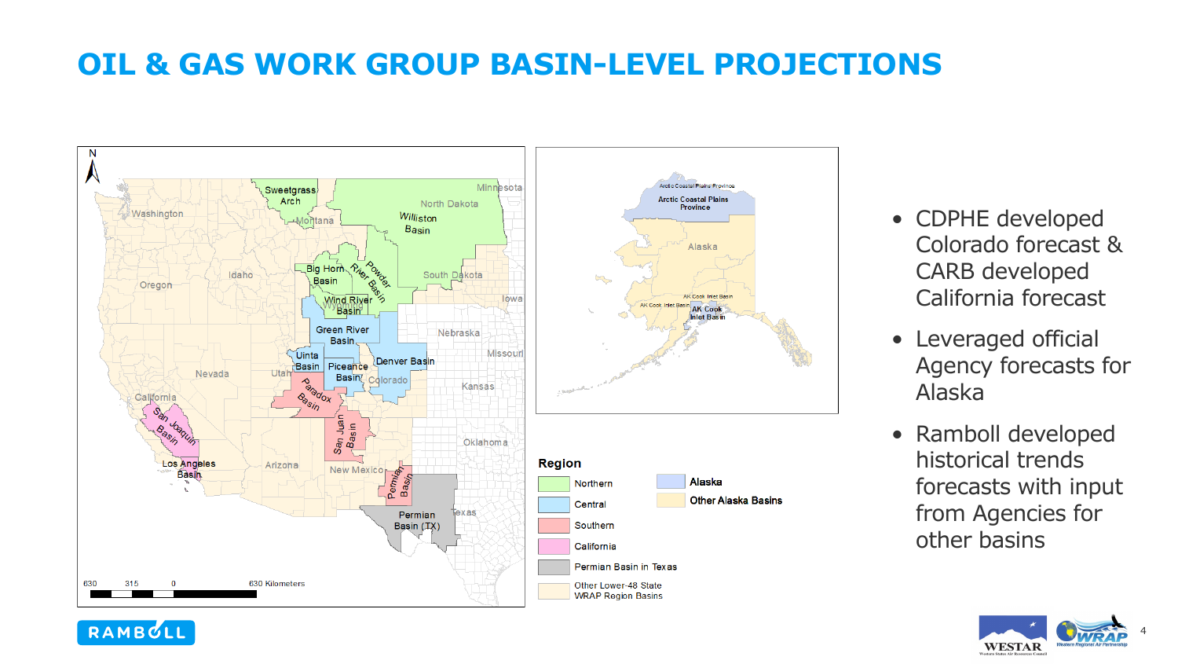# OIL & GAS WORK GROUP BASIN-LEVEL PROJECTIONS

**Region**

- Northern
- Central
- Southern
- California
- Permian Basin in Texas
- Other Lower-48 State WRAP Region Basins
- Alaska
- Other Alaska Basins

- CDPHE developed Colorado forecast & CARB developed California forecast
- Leveraged official Agency forecasts for Alaska
- Ramboll developed historical trends forecasts with input from Agencies for other basins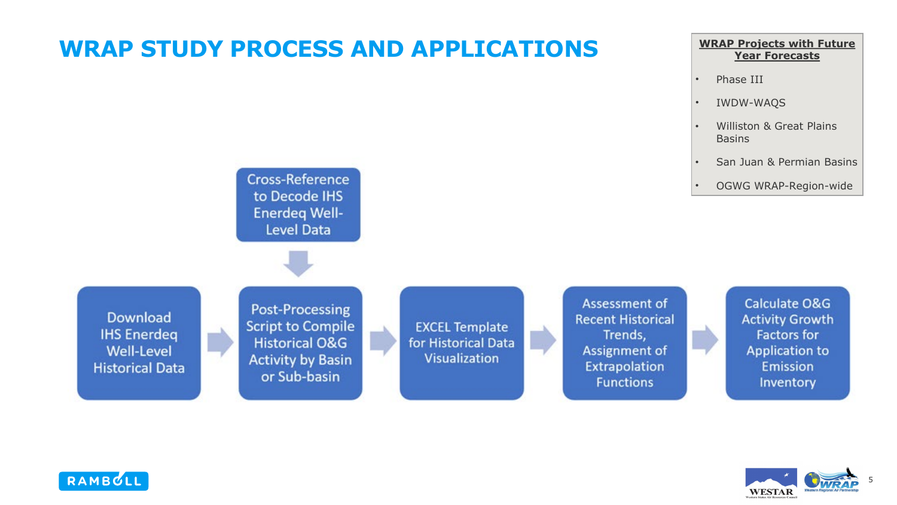# WRAP STUDY PROCESS AND APPLICATIONS

**WRAP Projects with Future Year Forecasts**

- Phase III
- IWDW-WAQS
- Williston & Great Plains Basins
- San Juan & Permian Basins
- OGWG WRAP-Region-wide

Cross-Reference to Decode IHS Enerdeq Well-Level Data

↓

Download IHS Enerdeq Well-Level Historical Data → Post-Processing Script to Compile Historical O&G Activity by Basin or Sub-basin → EXCEL Template for Historical Data Visualization → Assessment of Recent Historical Trends, Assignment of Extrapolation Functions → Calculate O&G Activity Growth Factors for Application to Emission Inventory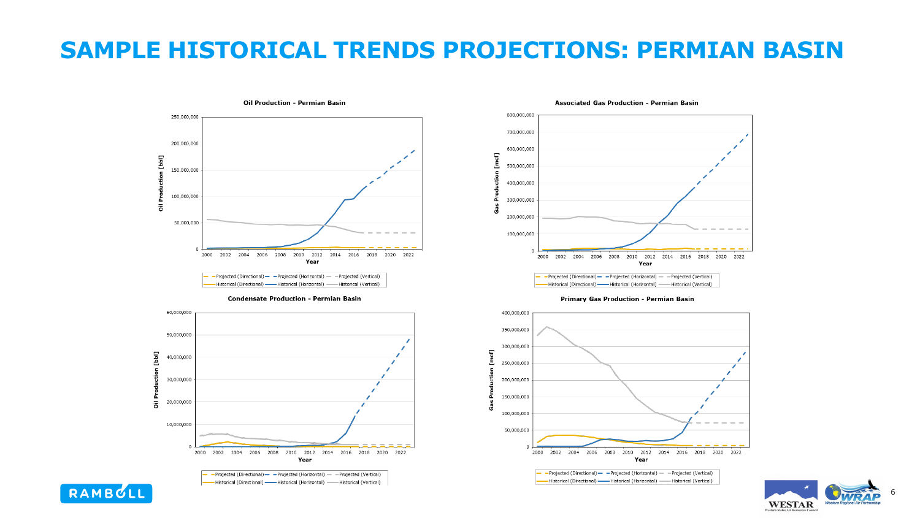# SAMPLE HISTORICAL TRENDS PROJECTIONS: PERMIAN BASIN

**Oil Production - Permian Basin**

Oil Production [bbl] vs. Year (2000–2022)

Legend: Projected (Directional), Projected (Horizontal), Projected (Vertical), Historical (Directional), Historical (Horizontal), Historical (Vertical)

**Associated Gas Production - Permian Basin**

Gas Production [mcf] vs. Year (2000–2022)

Legend: Projected (Directional), Projected (Horizontal), Projected (Vertical), Historical (Directional), Historical (Horizontal), Historical (Vertical)

**Condensate Production - Permian Basin**

Oil Production [bbl] vs. Year (2000–2022)

Legend: Projected (Directional), Projected (Horizontal), Projected (Vertical), Historical (Directional), Historical (Horizontal), Historical (Vertical)

**Primary Gas Production - Permian Basin**

Gas Production [mcf] vs. Year (2000–2022)

Legend: Projected (Directional), Projected (Horizontal), Projected (Vertical), Historical (Directional), Historical (Horizontal), Historical (Vertical)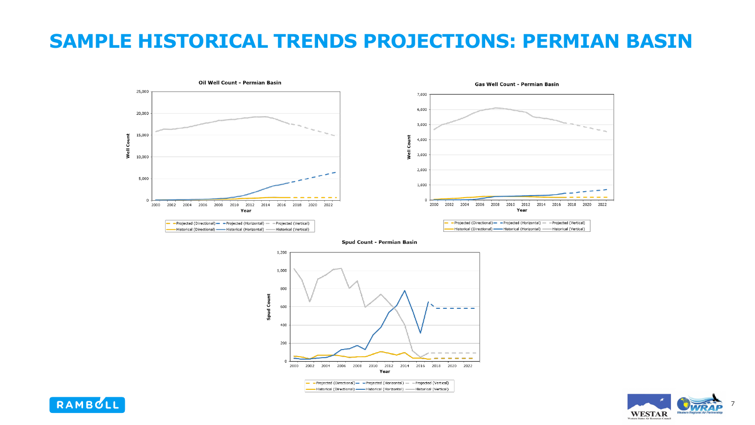# SAMPLE HISTORICAL TRENDS PROJECTIONS: PERMIAN BASIN

**Oil Well Count - Permian Basin**

**Gas Well Count - Permian Basin**

**Spud Count - Permian Basin**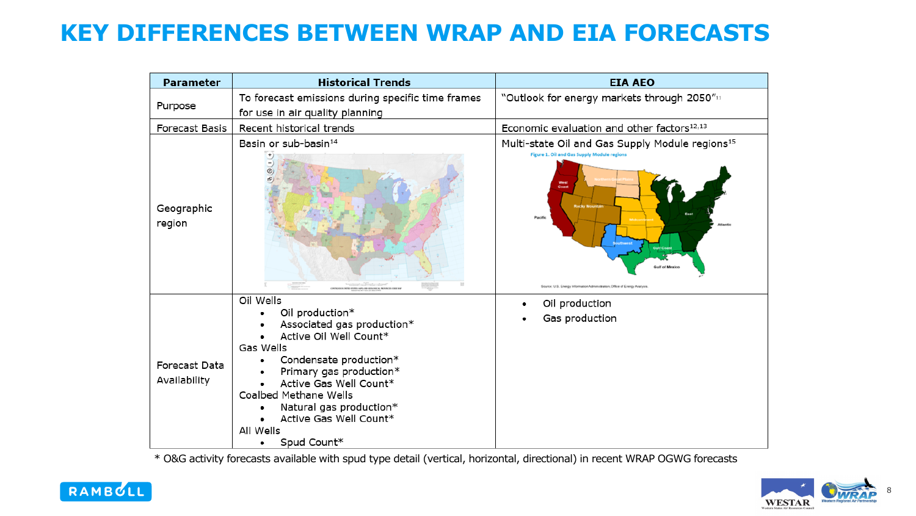# KEY DIFFERENCES BETWEEN WRAP AND EIA FORECASTS

| Parameter | Historical Trends | EIA AEO |
|---|---|---|
| Purpose | To forecast emissions during specific time frames for use in air quality planning | "Outlook for energy markets through 2050"[11] |
| Forecast Basis | Recent historical trends | Economic evaluation and other factors[12,13] |
| Geographic region | Basin or sub-basin[14] | Multi-state Oil and Gas Supply Module regions[15]<br>Figure 1. Oil and Gas Supply Module regions<br>West Coast, Northern Great Plains, Rocky Mountain, Midcontinent, East, Southwest, Gulf Coast, Pacific, Atlantic, Gulf of Mexico<br>Source: U.S. Energy Information Administration, Office of Energy Analysis |
| Forecast Data Availability | Oil Wells<br>• Oil production*<br>• Associated gas production*<br>• Active Oil Well Count*<br>Gas Wells<br>• Condensate production*<br>• Primary gas production*<br>• Active Gas Well Count*<br>Coalbed Methane Wells<br>• Natural gas production*<br>• Active Gas Well Count*<br>All Wells<br>• Spud Count* | • Oil production<br>• Gas production |

* O&G activity forecasts available with spud type detail (vertical, horizontal, directional) in recent WRAP OGWG forecasts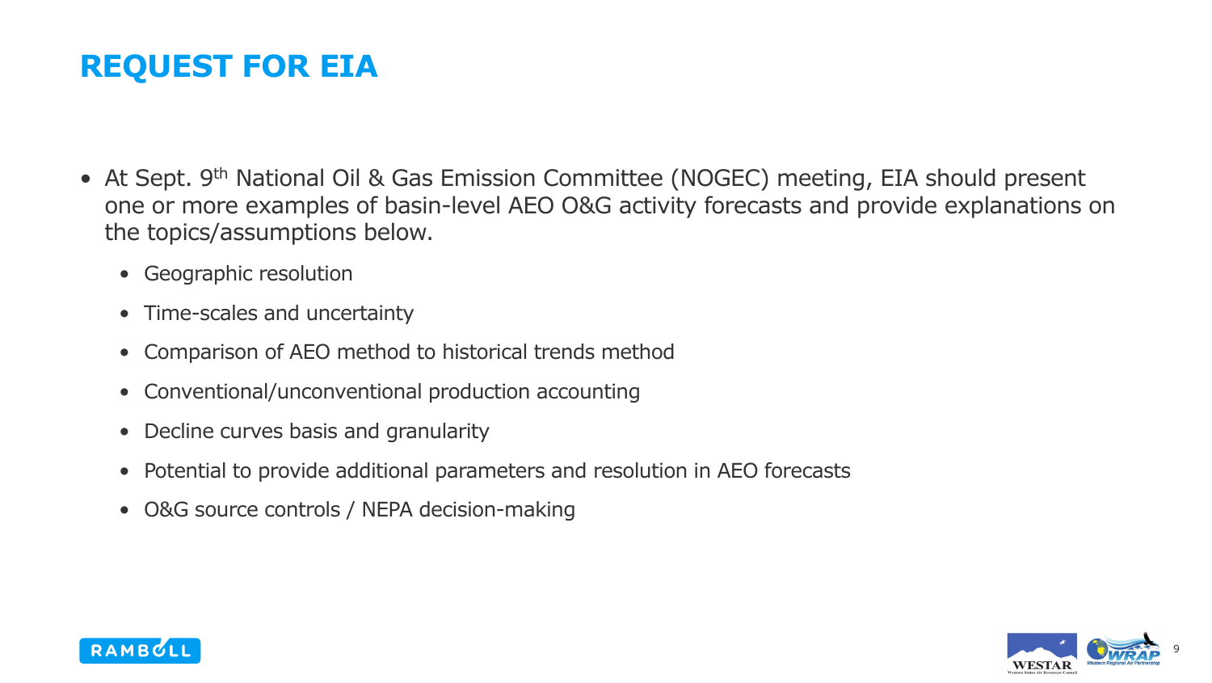# REQUEST FOR EIA

- At Sept. 9th National Oil & Gas Emission Committee (NOGEC) meeting, EIA should present one or more examples of basin-level AEO O&G activity forecasts and provide explanations on the topics/assumptions below.
  - Geographic resolution
  - Time-scales and uncertainty
  - Comparison of AEO method to historical trends method
  - Conventional/unconventional production accounting
  - Decline curves basis and granularity
  - Potential to provide additional parameters and resolution in AEO forecasts
  - O&G source controls / NEPA decision-making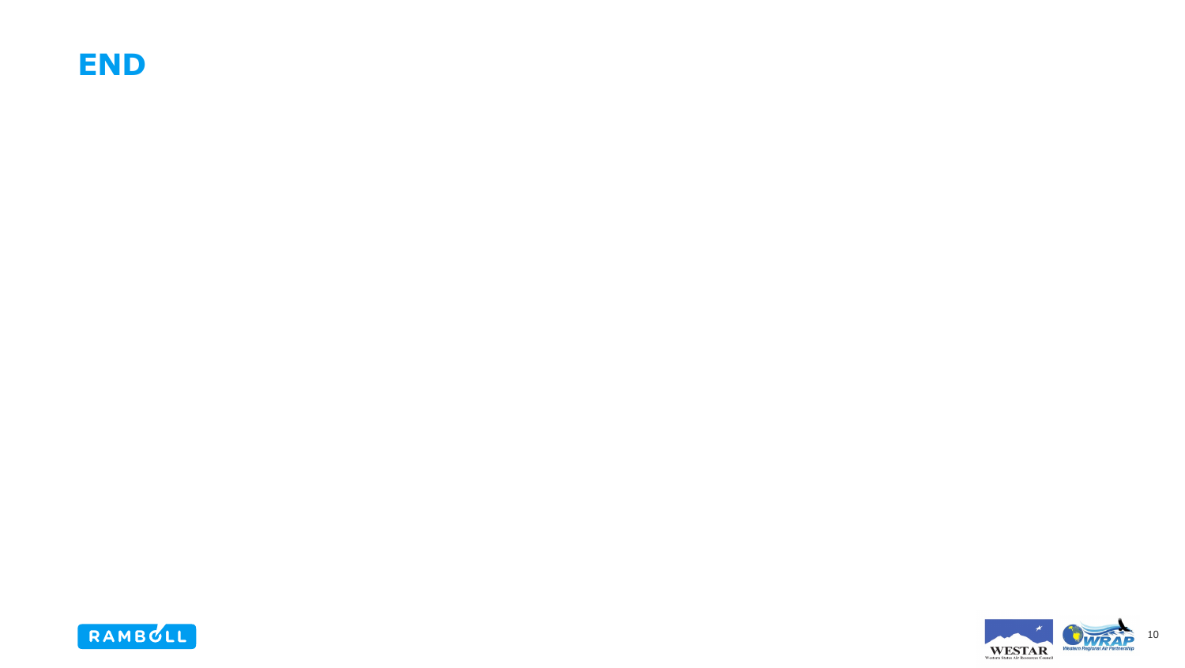# END